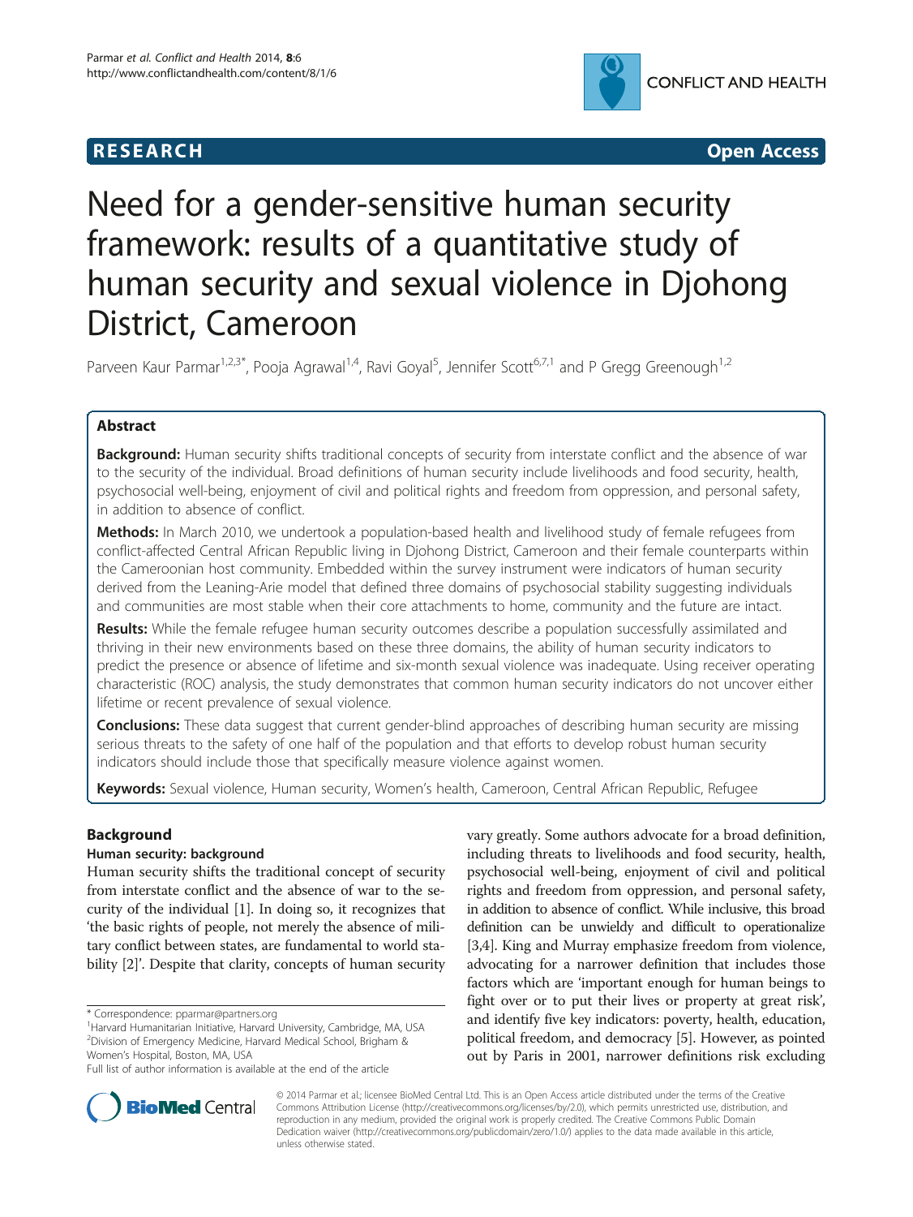RESEARCH Open Access

# Need for a gender-sensitive human security framework: results of a quantitative study of human security and sexual violence in Djohong District, Cameroon

Parveen Kaur Parmar[1,2,3*], Pooja Agrawal[1,4], Ravi Goyal[5], Jennifer Scott[6,7,1] and P Gregg Greenough[1,2]

## Abstract

**Background:** Human security shifts traditional concepts of security from interstate conflict and the absence of war to the security of the individual. Broad definitions of human security include livelihoods and food security, health, psychosocial well-being, enjoyment of civil and political rights and freedom from oppression, and personal safety, in addition to absence of conflict.

**Methods:** In March 2010, we undertook a population-based health and livelihood study of female refugees from conflict-affected Central African Republic living in Djohong District, Cameroon and their female counterparts within the Cameroonian host community. Embedded within the survey instrument were indicators of human security derived from the Leaning-Arie model that defined three domains of psychosocial stability suggesting individuals and communities are most stable when their core attachments to home, community and the future are intact.

**Results:** While the female refugee human security outcomes describe a population successfully assimilated and thriving in their new environments based on these three domains, the ability of human security indicators to predict the presence or absence of lifetime and six-month sexual violence was inadequate. Using receiver operating characteristic (ROC) analysis, the study demonstrates that common human security indicators do not uncover either lifetime or recent prevalence of sexual violence.

**Conclusions:** These data suggest that current gender-blind approaches of describing human security are missing serious threats to the safety of one half of the population and that efforts to develop robust human security indicators should include those that specifically measure violence against women.

**Keywords:** Sexual violence, Human security, Women's health, Cameroon, Central African Republic, Refugee

## Background

### Human security: background

Human security shifts the traditional concept of security from interstate conflict and the absence of war to the security of the individual [1]. In doing so, it recognizes that 'the basic rights of people, not merely the absence of military conflict between states, are fundamental to world stability [2]'. Despite that clarity, concepts of human security vary greatly. Some authors advocate for a broad definition, including threats to livelihoods and food security, health, psychosocial well-being, enjoyment of civil and political rights and freedom from oppression, and personal safety, in addition to absence of conflict. While inclusive, this broad definition can be unwieldy and difficult to operationalize [3,4]. King and Murray emphasize freedom from violence, advocating for a narrower definition that includes those factors which are 'important enough for human beings to fight over or to put their lives or property at great risk', and identify five key indicators: poverty, health, education, political freedom, and democracy [5]. However, as pointed out by Paris in 2001, narrower definitions risk excluding

\* Correspondence: pparmar@partners.org
[1]Harvard Humanitarian Initiative, Harvard University, Cambridge, MA, USA
[2]Division of Emergency Medicine, Harvard Medical School, Brigham & Women's Hospital, Boston, MA, USA
Full list of author information is available at the end of the article

© 2014 Parmar et al.; licensee BioMed Central Ltd. This is an Open Access article distributed under the terms of the Creative Commons Attribution License (http://creativecommons.org/licenses/by/2.0), which permits unrestricted use, distribution, and reproduction in any medium, provided the original work is properly credited. The Creative Commons Public Domain Dedication waiver (http://creativecommons.org/publicdomain/zero/1.0/) applies to the data made available in this article, unless otherwise stated.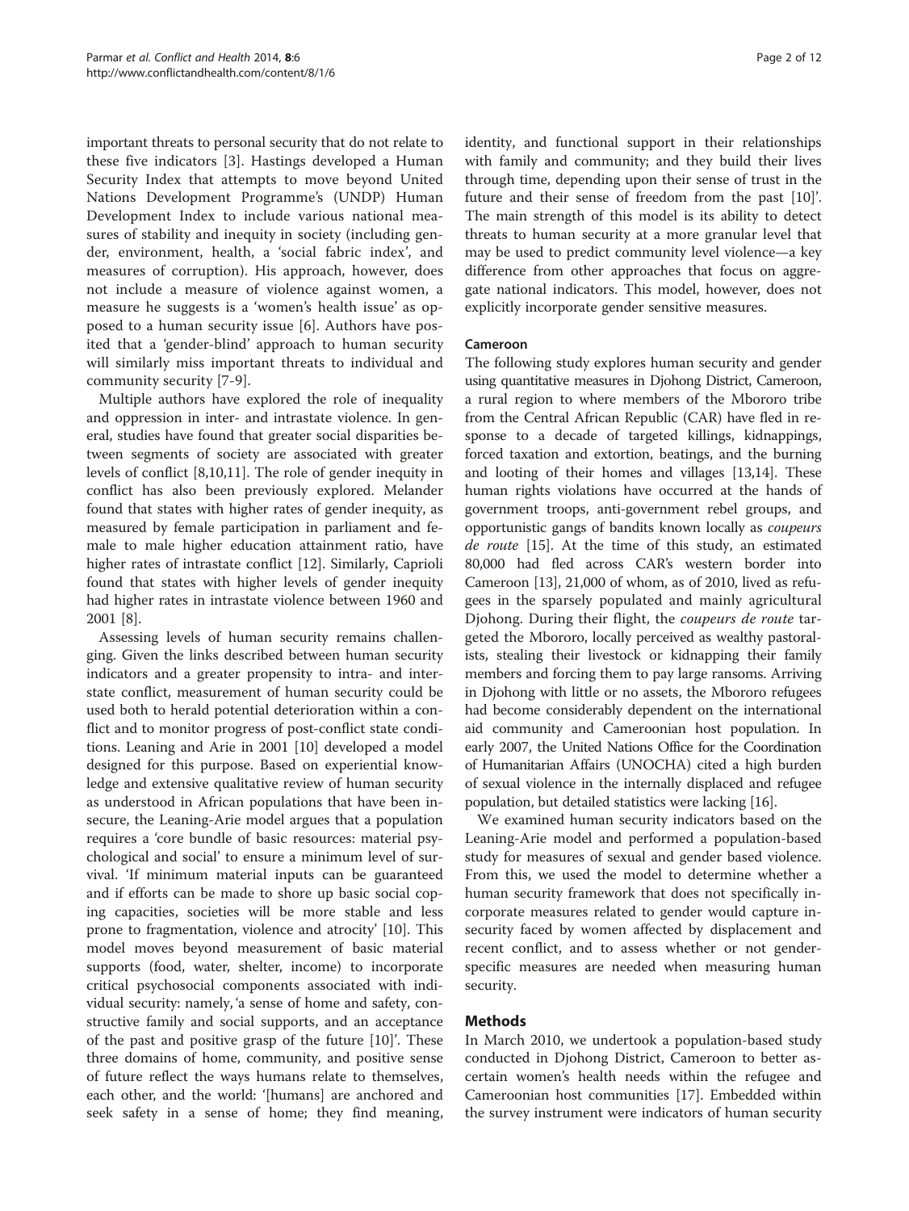important threats to personal security that do not relate to these five indicators [3]. Hastings developed a Human Security Index that attempts to move beyond United Nations Development Programme's (UNDP) Human Development Index to include various national measures of stability and inequity in society (including gender, environment, health, a 'social fabric index', and measures of corruption). His approach, however, does not include a measure of violence against women, a measure he suggests is a 'women's health issue' as opposed to a human security issue [6]. Authors have posited that a 'gender-blind' approach to human security will similarly miss important threats to individual and community security [7-9].

Multiple authors have explored the role of inequality and oppression in inter- and intrastate violence. In general, studies have found that greater social disparities between segments of society are associated with greater levels of conflict [8,10,11]. The role of gender inequity in conflict has also been previously explored. Melander found that states with higher rates of gender inequity, as measured by female participation in parliament and female to male higher education attainment ratio, have higher rates of intrastate conflict [12]. Similarly, Caprioli found that states with higher levels of gender inequity had higher rates in intrastate violence between 1960 and 2001 [8].

Assessing levels of human security remains challenging. Given the links described between human security indicators and a greater propensity to intra- and interstate conflict, measurement of human security could be used both to herald potential deterioration within a conflict and to monitor progress of post-conflict state conditions. Leaning and Arie in 2001 [10] developed a model designed for this purpose. Based on experiential knowledge and extensive qualitative review of human security as understood in African populations that have been insecure, the Leaning-Arie model argues that a population requires a 'core bundle of basic resources: material psychological and social' to ensure a minimum level of survival. 'If minimum material inputs can be guaranteed and if efforts can be made to shore up basic social coping capacities, societies will be more stable and less prone to fragmentation, violence and atrocity' [10]. This model moves beyond measurement of basic material supports (food, water, shelter, income) to incorporate critical psychosocial components associated with individual security: namely, 'a sense of home and safety, constructive family and social supports, and an acceptance of the past and positive grasp of the future [10]'. These three domains of home, community, and positive sense of future reflect the ways humans relate to themselves, each other, and the world: '[humans] are anchored and seek safety in a sense of home; they find meaning, identity, and functional support in their relationships with family and community; and they build their lives through time, depending upon their sense of trust in the future and their sense of freedom from the past [10]'. The main strength of this model is its ability to detect threats to human security at a more granular level that may be used to predict community level violence—a key difference from other approaches that focus on aggregate national indicators. This model, however, does not explicitly incorporate gender sensitive measures.

### Cameroon

The following study explores human security and gender using quantitative measures in Djohong District, Cameroon, a rural region to where members of the Mbororo tribe from the Central African Republic (CAR) have fled in response to a decade of targeted killings, kidnappings, forced taxation and extortion, beatings, and the burning and looting of their homes and villages [13,14]. These human rights violations have occurred at the hands of government troops, anti-government rebel groups, and opportunistic gangs of bandits known locally as *coupeurs de route* [15]. At the time of this study, an estimated 80,000 had fled across CAR's western border into Cameroon [13], 21,000 of whom, as of 2010, lived as refugees in the sparsely populated and mainly agricultural Djohong. During their flight, the *coupeurs de route* targeted the Mbororo, locally perceived as wealthy pastoralists, stealing their livestock or kidnapping their family members and forcing them to pay large ransoms. Arriving in Djohong with little or no assets, the Mbororo refugees had become considerably dependent on the international aid community and Cameroonian host population. In early 2007, the United Nations Office for the Coordination of Humanitarian Affairs (UNOCHA) cited a high burden of sexual violence in the internally displaced and refugee population, but detailed statistics were lacking [16].

We examined human security indicators based on the Leaning-Arie model and performed a population-based study for measures of sexual and gender based violence. From this, we used the model to determine whether a human security framework that does not specifically incorporate measures related to gender would capture insecurity faced by women affected by displacement and recent conflict, and to assess whether or not gender-specific measures are needed when measuring human security.

## Methods

In March 2010, we undertook a population-based study conducted in Djohong District, Cameroon to better ascertain women's health needs within the refugee and Cameroonian host communities [17]. Embedded within the survey instrument were indicators of human security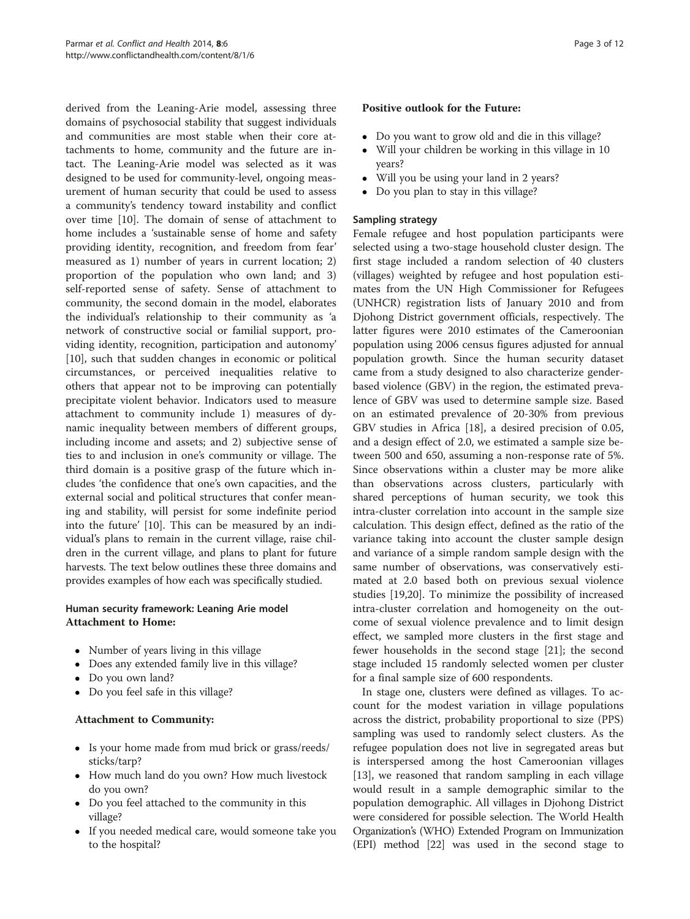derived from the Leaning-Arie model, assessing three domains of psychosocial stability that suggest individuals and communities are most stable when their core attachments to home, community and the future are intact. The Leaning-Arie model was selected as it was designed to be used for community-level, ongoing measurement of human security that could be used to assess a community's tendency toward instability and conflict over time [10]. The domain of sense of attachment to home includes a 'sustainable sense of home and safety providing identity, recognition, and freedom from fear' measured as 1) number of years in current location; 2) proportion of the population who own land; and 3) self-reported sense of safety. Sense of attachment to community, the second domain in the model, elaborates the individual's relationship to their community as 'a network of constructive social or familial support, providing identity, recognition, participation and autonomy' [10], such that sudden changes in economic or political circumstances, or perceived inequalities relative to others that appear not to be improving can potentially precipitate violent behavior. Indicators used to measure attachment to community include 1) measures of dynamic inequality between members of different groups, including income and assets; and 2) subjective sense of ties to and inclusion in one's community or village. The third domain is a positive grasp of the future which includes 'the confidence that one's own capacities, and the external social and political structures that confer meaning and stability, will persist for some indefinite period into the future' [10]. This can be measured by an individual's plans to remain in the current village, raise children in the current village, and plans to plant for future harvests. The text below outlines these three domains and provides examples of how each was specifically studied.

### Human security framework: Leaning Arie model

**Attachment to Home:**

- Number of years living in this village
- Does any extended family live in this village?
- Do you own land?
- Do you feel safe in this village?

**Attachment to Community:**

- Is your home made from mud brick or grass/reeds/sticks/tarp?
- How much land do you own? How much livestock do you own?
- Do you feel attached to the community in this village?
- If you needed medical care, would someone take you to the hospital?

**Positive outlook for the Future:**

- Do you want to grow old and die in this village?
- Will your children be working in this village in 10 years?
- Will you be using your land in 2 years?
- Do you plan to stay in this village?

### Sampling strategy

Female refugee and host population participants were selected using a two-stage household cluster design. The first stage included a random selection of 40 clusters (villages) weighted by refugee and host population estimates from the UN High Commissioner for Refugees (UNHCR) registration lists of January 2010 and from Djohong District government officials, respectively. The latter figures were 2010 estimates of the Cameroonian population using 2006 census figures adjusted for annual population growth. Since the human security dataset came from a study designed to also characterize gender-based violence (GBV) in the region, the estimated prevalence of GBV was used to determine sample size. Based on an estimated prevalence of 20-30% from previous GBV studies in Africa [18], a desired precision of 0.05, and a design effect of 2.0, we estimated a sample size between 500 and 650, assuming a non-response rate of 5%. Since observations within a cluster may be more alike than observations across clusters, particularly with shared perceptions of human security, we took this intra-cluster correlation into account in the sample size calculation. This design effect, defined as the ratio of the variance taking into account the cluster sample design and variance of a simple random sample design with the same number of observations, was conservatively estimated at 2.0 based both on previous sexual violence studies [19,20]. To minimize the possibility of increased intra-cluster correlation and homogeneity on the outcome of sexual violence prevalence and to limit design effect, we sampled more clusters in the first stage and fewer households in the second stage [21]; the second stage included 15 randomly selected women per cluster for a final sample size of 600 respondents.

In stage one, clusters were defined as villages. To account for the modest variation in village populations across the district, probability proportional to size (PPS) sampling was used to randomly select clusters. As the refugee population does not live in segregated areas but is interspersed among the host Cameroonian villages [13], we reasoned that random sampling in each village would result in a sample demographic similar to the population demographic. All villages in Djohong District were considered for possible selection. The World Health Organization's (WHO) Extended Program on Immunization (EPI) method [22] was used in the second stage to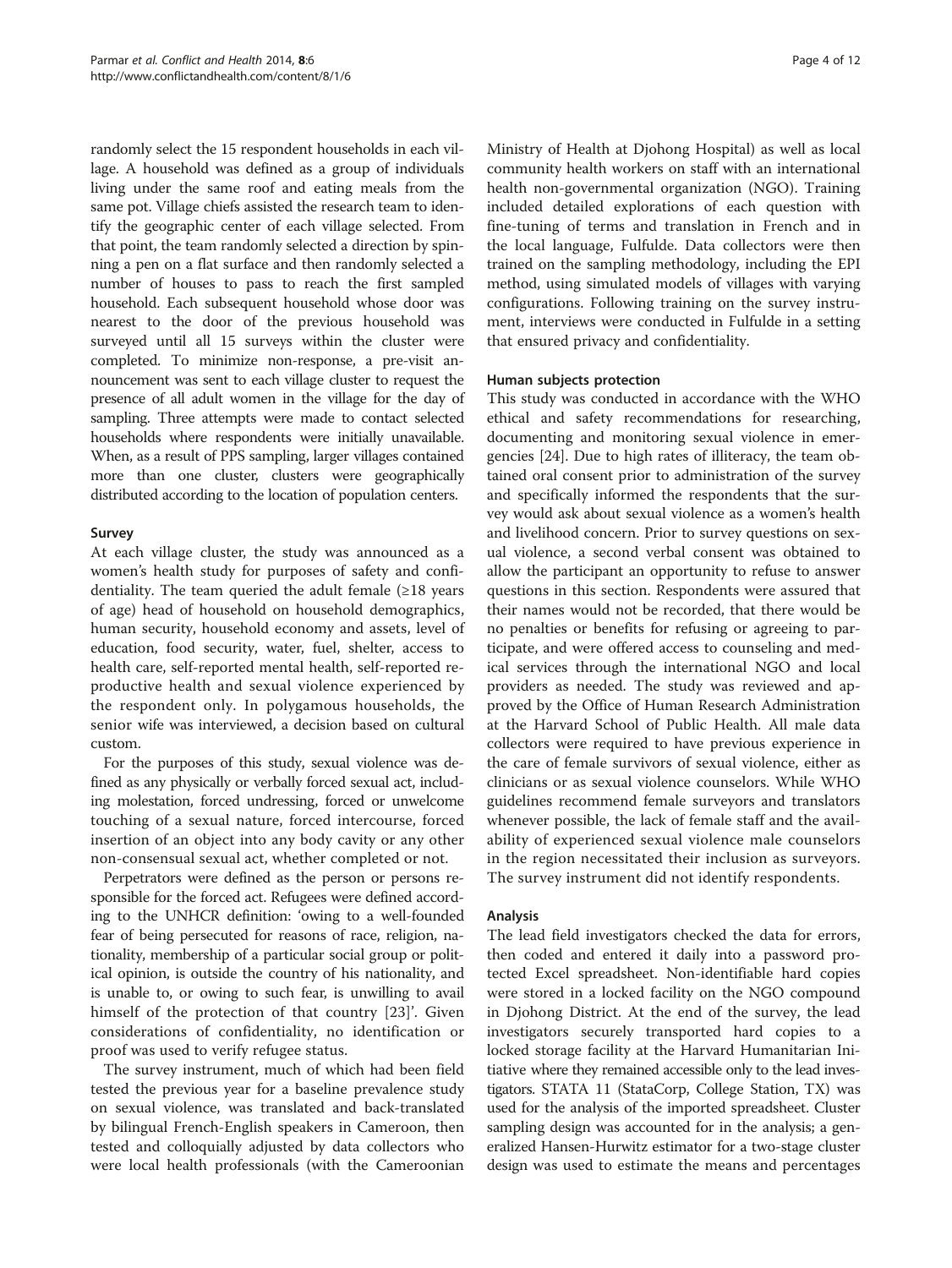randomly select the 15 respondent households in each village. A household was defined as a group of individuals living under the same roof and eating meals from the same pot. Village chiefs assisted the research team to identify the geographic center of each village selected. From that point, the team randomly selected a direction by spinning a pen on a flat surface and then randomly selected a number of houses to pass to reach the first sampled household. Each subsequent household whose door was nearest to the door of the previous household was surveyed until all 15 surveys within the cluster were completed. To minimize non-response, a pre-visit announcement was sent to each village cluster to request the presence of all adult women in the village for the day of sampling. Three attempts were made to contact selected households where respondents were initially unavailable. When, as a result of PPS sampling, larger villages contained more than one cluster, clusters were geographically distributed according to the location of population centers.

#### Survey

At each village cluster, the study was announced as a women's health study for purposes of safety and confidentiality. The team queried the adult female (≥18 years of age) head of household on household demographics, human security, household economy and assets, level of education, food security, water, fuel, shelter, access to health care, self-reported mental health, self-reported reproductive health and sexual violence experienced by the respondent only. In polygamous households, the senior wife was interviewed, a decision based on cultural custom.

For the purposes of this study, sexual violence was defined as any physically or verbally forced sexual act, including molestation, forced undressing, forced or unwelcome touching of a sexual nature, forced intercourse, forced insertion of an object into any body cavity or any other non-consensual sexual act, whether completed or not.

Perpetrators were defined as the person or persons responsible for the forced act. Refugees were defined according to the UNHCR definition: 'owing to a well-founded fear of being persecuted for reasons of race, religion, nationality, membership of a particular social group or political opinion, is outside the country of his nationality, and is unable to, or owing to such fear, is unwilling to avail himself of the protection of that country [23]'. Given considerations of confidentiality, no identification or proof was used to verify refugee status.

The survey instrument, much of which had been field tested the previous year for a baseline prevalence study on sexual violence, was translated and back-translated by bilingual French-English speakers in Cameroon, then tested and colloquially adjusted by data collectors who were local health professionals (with the Cameroonian Ministry of Health at Djohong Hospital) as well as local community health workers on staff with an international health non-governmental organization (NGO). Training included detailed explorations of each question with fine-tuning of terms and translation in French and in the local language, Fulfulde. Data collectors were then trained on the sampling methodology, including the EPI method, using simulated models of villages with varying configurations. Following training on the survey instrument, interviews were conducted in Fulfulde in a setting that ensured privacy and confidentiality.

#### Human subjects protection

This study was conducted in accordance with the WHO ethical and safety recommendations for researching, documenting and monitoring sexual violence in emergencies [24]. Due to high rates of illiteracy, the team obtained oral consent prior to administration of the survey and specifically informed the respondents that the survey would ask about sexual violence as a women's health and livelihood concern. Prior to survey questions on sexual violence, a second verbal consent was obtained to allow the participant an opportunity to refuse to answer questions in this section. Respondents were assured that their names would not be recorded, that there would be no penalties or benefits for refusing or agreeing to participate, and were offered access to counseling and medical services through the international NGO and local providers as needed. The study was reviewed and approved by the Office of Human Research Administration at the Harvard School of Public Health. All male data collectors were required to have previous experience in the care of female survivors of sexual violence, either as clinicians or as sexual violence counselors. While WHO guidelines recommend female surveyors and translators whenever possible, the lack of female staff and the availability of experienced sexual violence male counselors in the region necessitated their inclusion as surveyors. The survey instrument did not identify respondents.

#### Analysis

The lead field investigators checked the data for errors, then coded and entered it daily into a password protected Excel spreadsheet. Non-identifiable hard copies were stored in a locked facility on the NGO compound in Djohong District. At the end of the survey, the lead investigators securely transported hard copies to a locked storage facility at the Harvard Humanitarian Initiative where they remained accessible only to the lead investigators. STATA 11 (StataCorp, College Station, TX) was used for the analysis of the imported spreadsheet. Cluster sampling design was accounted for in the analysis; a generalized Hansen-Hurwitz estimator for a two-stage cluster design was used to estimate the means and percentages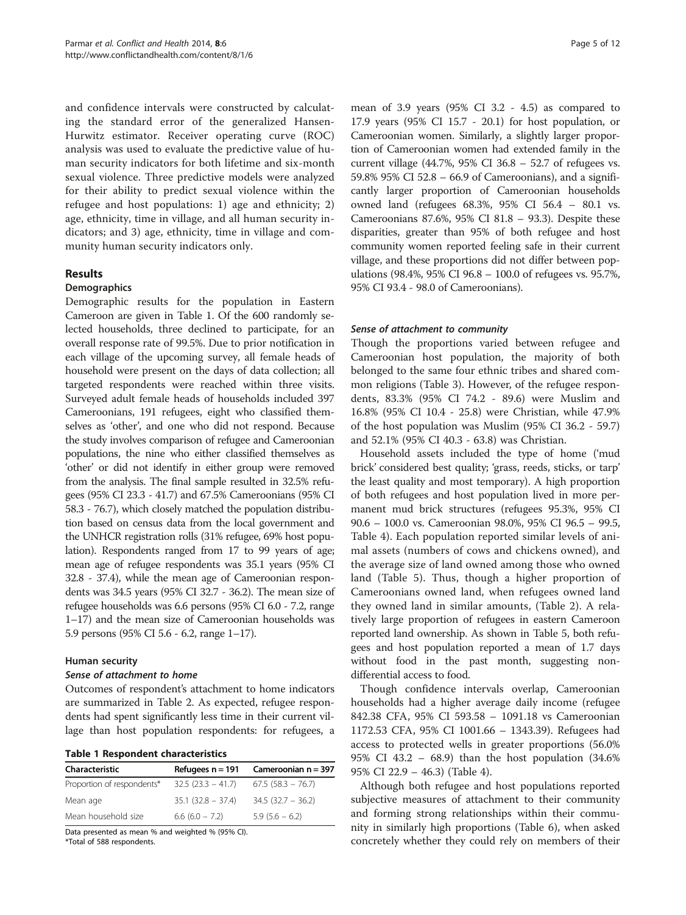and confidence intervals were constructed by calculating the standard error of the generalized Hansen-Hurwitz estimator. Receiver operating curve (ROC) analysis was used to evaluate the predictive value of human security indicators for both lifetime and six-month sexual violence. Three predictive models were analyzed for their ability to predict sexual violence within the refugee and host populations: 1) age and ethnicity; 2) age, ethnicity, time in village, and all human security indicators; and 3) age, ethnicity, time in village and community human security indicators only.

## Results

### Demographics

Demographic results for the population in Eastern Cameroon are given in Table 1. Of the 600 randomly selected households, three declined to participate, for an overall response rate of 99.5%. Due to prior notification in each village of the upcoming survey, all female heads of household were present on the days of data collection; all targeted respondents were reached within three visits. Surveyed adult female heads of households included 397 Cameroonians, 191 refugees, eight who classified themselves as 'other', and one who did not respond. Because the study involves comparison of refugee and Cameroonian populations, the nine who either classified themselves as 'other' or did not identify in either group were removed from the analysis. The final sample resulted in 32.5% refugees (95% CI 23.3 - 41.7) and 67.5% Cameroonians (95% CI 58.3 - 76.7), which closely matched the population distribution based on census data from the local government and the UNHCR registration rolls (31% refugee, 69% host population). Respondents ranged from 17 to 99 years of age; mean age of refugee respondents was 35.1 years (95% CI 32.8 - 37.4), while the mean age of Cameroonian respondents was 34.5 years (95% CI 32.7 - 36.2). The mean size of refugee households was 6.6 persons (95% CI 6.0 - 7.2, range 1–17) and the mean size of Cameroonian households was 5.9 persons (95% CI 5.6 - 6.2, range 1–17).

### Human security

#### *Sense of attachment to home*

Outcomes of respondent's attachment to home indicators are summarized in Table 2. As expected, refugee respondents had spent significantly less time in their current village than host population respondents: for refugees, a mean of 3.9 years (95% CI 3.2 - 4.5) as compared to 17.9 years (95% CI 15.7 - 20.1) for host population, or Cameroonian women. Similarly, a slightly larger proportion of Cameroonian women had extended family in the current village (44.7%, 95% CI 36.8 – 52.7 of refugees vs. 59.8% 95% CI 52.8 – 66.9 of Cameroonians), and a significantly larger proportion of Cameroonian households owned land (refugees 68.3%, 95% CI 56.4 – 80.1 vs. Cameroonians 87.6%, 95% CI 81.8 – 93.3). Despite these disparities, greater than 95% of both refugee and host community women reported feeling safe in their current village, and these proportions did not differ between populations (98.4%, 95% CI 96.8 – 100.0 of refugees vs. 95.7%, 95% CI 93.4 - 98.0 of Cameroonians).

**Table 1 Respondent characteristics**

| Characteristic | Refugees n = 191 | Cameroonian n = 397 |
|---|---|---|
| Proportion of respondents* | 32.5 (23.3 – 41.7) | 67.5 (58.3 – 76.7) |
| Mean age | 35.1 (32.8 – 37.4) | 34.5 (32.7 – 36.2) |
| Mean household size | 6.6 (6.0 – 7.2) | 5.9 (5.6 – 6.2) |

Data presented as mean % and weighted % (95% CI).
*Total of 588 respondents.

#### *Sense of attachment to community*

Though the proportions varied between refugee and Cameroonian host population, the majority of both belonged to the same four ethnic tribes and shared common religions (Table 3). However, of the refugee respondents, 83.3% (95% CI 74.2 - 89.6) were Muslim and 16.8% (95% CI 10.4 - 25.8) were Christian, while 47.9% of the host population was Muslim (95% CI 36.2 - 59.7) and 52.1% (95% CI 40.3 - 63.8) was Christian.

Household assets included the type of home ('mud brick' considered best quality; 'grass, reeds, sticks, or tarp' the least quality and most temporary). A high proportion of both refugees and host population lived in more permanent mud brick structures (refugees 95.3%, 95% CI 90.6 – 100.0 vs. Cameroonian 98.0%, 95% CI 96.5 – 99.5, Table 4). Each population reported similar levels of animal assets (numbers of cows and chickens owned), and the average size of land owned among those who owned land (Table 5). Thus, though a higher proportion of Cameroonians owned land, when refugees owned land they owned land in similar amounts, (Table 2). A relatively large proportion of refugees in eastern Cameroon reported land ownership. As shown in Table 5, both refugees and host population reported a mean of 1.7 days without food in the past month, suggesting non-differential access to food.

Though confidence intervals overlap, Cameroonian households had a higher average daily income (refugee 842.38 CFA, 95% CI 593.58 – 1091.18 vs Cameroonian 1172.53 CFA, 95% CI 1001.66 – 1343.39). Refugees had access to protected wells in greater proportions (56.0% 95% CI 43.2 – 68.9) than the host population (34.6% 95% CI 22.9 – 46.3) (Table 4).

Although both refugee and host populations reported subjective measures of attachment to their community and forming strong relationships within their community in similarly high proportions (Table 6), when asked concretely whether they could rely on members of their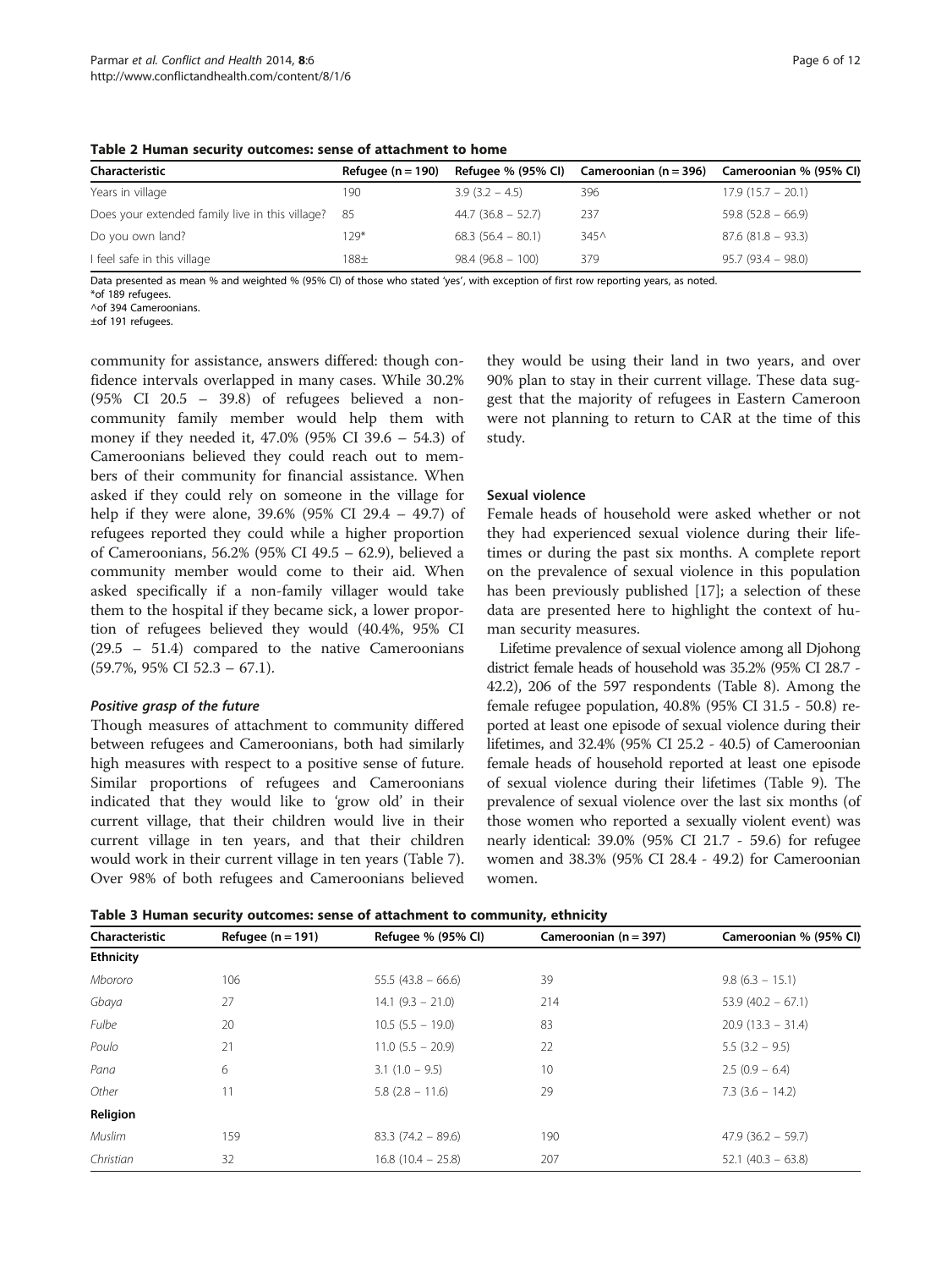**Table 2 Human security outcomes: sense of attachment to home**

| Characteristic | Refugee (n = 190) | Refugee % (95% CI) | Cameroonian (n = 396) | Cameroonian % (95% CI) |
|---|---|---|---|---|
| Years in village | 190 | 3.9 (3.2 – 4.5) | 396 | 17.9 (15.7 – 20.1) |
| Does your extended family live in this village? | 85 | 44.7 (36.8 – 52.7) | 237 | 59.8 (52.8 – 66.9) |
| Do you own land? | 129* | 68.3 (56.4 – 80.1) | 345^ | 87.6 (81.8 – 93.3) |
| I feel safe in this village | 188± | 98.4 (96.8 – 100) | 379 | 95.7 (93.4 – 98.0) |

Data presented as mean % and weighted % (95% CI) of those who stated 'yes', with exception of first row reporting years, as noted.
*of 189 refugees.
^of 394 Cameroonians.
±of 191 refugees.

community for assistance, answers differed: though confidence intervals overlapped in many cases. While 30.2% (95% CI 20.5 – 39.8) of refugees believed a non-community family member would help them with money if they needed it, 47.0% (95% CI 39.6 – 54.3) of Cameroonians believed they could reach out to members of their community for financial assistance. When asked if they could rely on someone in the village for help if they were alone, 39.6% (95% CI 29.4 – 49.7) of refugees reported they could while a higher proportion of Cameroonians, 56.2% (95% CI 49.5 – 62.9), believed a community member would come to their aid. When asked specifically if a non-family villager would take them to the hospital if they became sick, a lower proportion of refugees believed they would (40.4%, 95% CI (29.5 – 51.4) compared to the native Cameroonians (59.7%, 95% CI 52.3 – 67.1).

#### *Positive grasp of the future*

Though measures of attachment to community differed between refugees and Cameroonians, both had similarly high measures with respect to a positive sense of future. Similar proportions of refugees and Cameroonians indicated that they would like to 'grow old' in their current village, that their children would live in their current village in ten years, and that their children would work in their current village in ten years (Table 7). Over 98% of both refugees and Cameroonians believed they would be using their land in two years, and over 90% plan to stay in their current village. These data suggest that the majority of refugees in Eastern Cameroon were not planning to return to CAR at the time of this study.

### Sexual violence

Female heads of household were asked whether or not they had experienced sexual violence during their lifetimes or during the past six months. A complete report on the prevalence of sexual violence in this population has been previously published [17]; a selection of these data are presented here to highlight the context of human security measures.

Lifetime prevalence of sexual violence among all Djohong district female heads of household was 35.2% (95% CI 28.7 - 42.2), 206 of the 597 respondents (Table 8). Among the female refugee population, 40.8% (95% CI 31.5 - 50.8) reported at least one episode of sexual violence during their lifetimes, and 32.4% (95% CI 25.2 - 40.5) of Cameroonian female heads of household reported at least one episode of sexual violence during their lifetimes (Table 9). The prevalence of sexual violence over the last six months (of those women who reported a sexually violent event) was nearly identical: 39.0% (95% CI 21.7 - 59.6) for refugee women and 38.3% (95% CI 28.4 - 49.2) for Cameroonian women.

**Table 3 Human security outcomes: sense of attachment to community, ethnicity**

| Characteristic | Refugee (n = 191) | Refugee % (95% CI) | Cameroonian (n = 397) | Cameroonian % (95% CI) |
|---|---|---|---|---|
| **Ethnicity** | | | | |
| *Mbororo* | 106 | 55.5 (43.8 – 66.6) | 39 | 9.8 (6.3 – 15.1) |
| *Gbaya* | 27 | 14.1 (9.3 – 21.0) | 214 | 53.9 (40.2 – 67.1) |
| *Fulbe* | 20 | 10.5 (5.5 – 19.0) | 83 | 20.9 (13.3 – 31.4) |
| *Poulo* | 21 | 11.0 (5.5 – 20.9) | 22 | 5.5 (3.2 – 9.5) |
| *Pana* | 6 | 3.1 (1.0 – 9.5) | 10 | 2.5 (0.9 – 6.4) |
| *Other* | 11 | 5.8 (2.8 – 11.6) | 29 | 7.3 (3.6 – 14.2) |
| **Religion** | | | | |
| *Muslim* | 159 | 83.3 (74.2 – 89.6) | 190 | 47.9 (36.2 – 59.7) |
| *Christian* | 32 | 16.8 (10.4 – 25.8) | 207 | 52.1 (40.3 – 63.8) |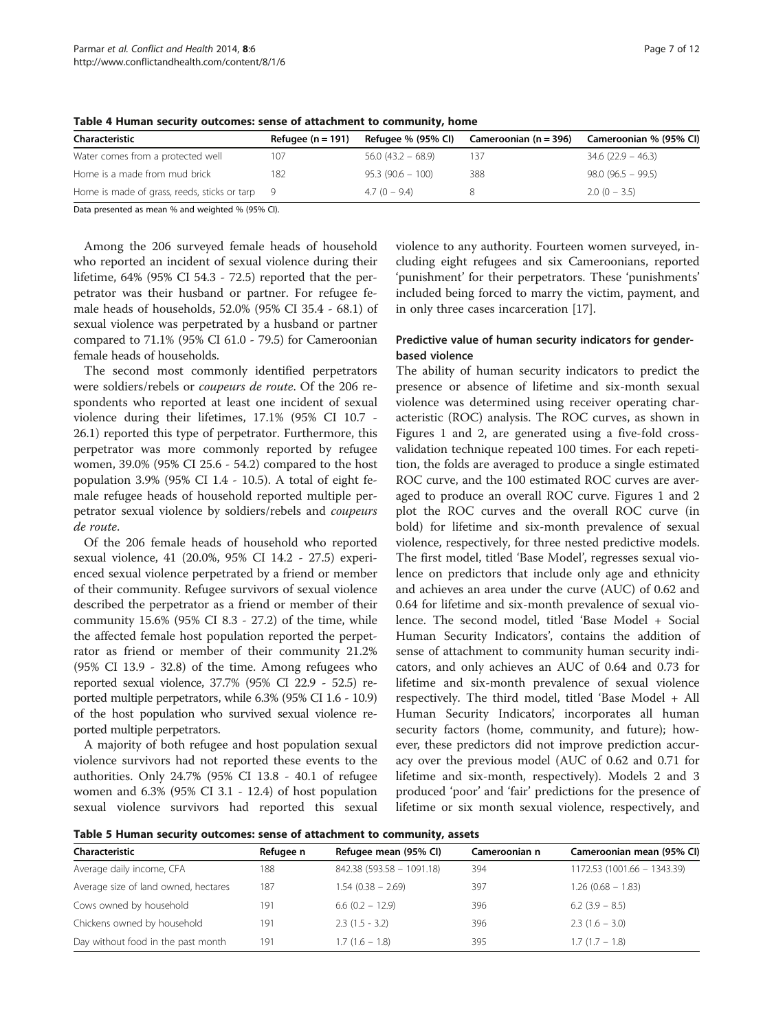**Table 4 Human security outcomes: sense of attachment to community, home**

| Characteristic | Refugee (n = 191) | Refugee % (95% CI) | Cameroonian (n = 396) | Cameroonian % (95% CI) |
|---|---|---|---|---|
| Water comes from a protected well | 107 | 56.0 (43.2 – 68.9) | 137 | 34.6 (22.9 – 46.3) |
| Home is a made from mud brick | 182 | 95.3 (90.6 – 100) | 388 | 98.0 (96.5 – 99.5) |
| Home is made of grass, reeds, sticks or tarp | 9 | 4.7 (0 – 9.4) | 8 | 2.0 (0 – 3.5) |

Data presented as mean % and weighted % (95% CI).

Among the 206 surveyed female heads of household who reported an incident of sexual violence during their lifetime, 64% (95% CI 54.3 - 72.5) reported that the perpetrator was their husband or partner. For refugee female heads of households, 52.0% (95% CI 35.4 - 68.1) of sexual violence was perpetrated by a husband or partner compared to 71.1% (95% CI 61.0 - 79.5) for Cameroonian female heads of households.

The second most commonly identified perpetrators were soldiers/rebels or *coupeurs de route*. Of the 206 respondents who reported at least one incident of sexual violence during their lifetimes, 17.1% (95% CI 10.7 - 26.1) reported this type of perpetrator. Furthermore, this perpetrator was more commonly reported by refugee women, 39.0% (95% CI 25.6 - 54.2) compared to the host population 3.9% (95% CI 1.4 - 10.5). A total of eight female refugee heads of household reported multiple perpetrator sexual violence by soldiers/rebels and *coupeurs de route*.

Of the 206 female heads of household who reported sexual violence, 41 (20.0%, 95% CI 14.2 - 27.5) experienced sexual violence perpetrated by a friend or member of their community. Refugee survivors of sexual violence described the perpetrator as a friend or member of their community 15.6% (95% CI 8.3 - 27.2) of the time, while the affected female host population reported the perpetrator as friend or member of their community 21.2% (95% CI 13.9 - 32.8) of the time. Among refugees who reported sexual violence, 37.7% (95% CI 22.9 - 52.5) reported multiple perpetrators, while 6.3% (95% CI 1.6 - 10.9) of the host population who survived sexual violence reported multiple perpetrators.

A majority of both refugee and host population sexual violence survivors had not reported these events to the authorities. Only 24.7% (95% CI 13.8 - 40.1 of refugee women and 6.3% (95% CI 3.1 - 12.4) of host population sexual violence survivors had reported this sexual violence to any authority. Fourteen women surveyed, including eight refugees and six Cameroonians, reported 'punishment' for their perpetrators. These 'punishments' included being forced to marry the victim, payment, and in only three cases incarceration [17].

### Predictive value of human security indicators for gender-based violence

The ability of human security indicators to predict the presence or absence of lifetime and six-month sexual violence was determined using receiver operating characteristic (ROC) analysis. The ROC curves, as shown in Figures 1 and 2, are generated using a five-fold cross-validation technique repeated 100 times. For each repetition, the folds are averaged to produce a single estimated ROC curve, and the 100 estimated ROC curves are averaged to produce an overall ROC curve. Figures 1 and 2 plot the ROC curves and the overall ROC curve (in bold) for lifetime and six-month prevalence of sexual violence, respectively, for three nested predictive models. The first model, titled 'Base Model', regresses sexual violence on predictors that include only age and ethnicity and achieves an area under the curve (AUC) of 0.62 and 0.64 for lifetime and six-month prevalence of sexual violence. The second model, titled 'Base Model + Social Human Security Indicators', contains the addition of sense of attachment to community human security indicators, and only achieves an AUC of 0.64 and 0.73 for lifetime and six-month prevalence of sexual violence respectively. The third model, titled 'Base Model + All Human Security Indicators', incorporates all human security factors (home, community, and future); however, these predictors did not improve prediction accuracy over the previous model (AUC of 0.62 and 0.71 for lifetime and six-month, respectively). Models 2 and 3 produced 'poor' and 'fair' predictions for the presence of lifetime or six month sexual violence, respectively, and

**Table 5 Human security outcomes: sense of attachment to community, assets**

| Characteristic | Refugee n | Refugee mean (95% CI) | Cameroonian n | Cameroonian mean (95% CI) |
|---|---|---|---|---|
| Average daily income, CFA | 188 | 842.38 (593.58 – 1091.18) | 394 | 1172.53 (1001.66 – 1343.39) |
| Average size of land owned, hectares | 187 | 1.54 (0.38 – 2.69) | 397 | 1.26 (0.68 – 1.83) |
| Cows owned by household | 191 | 6.6 (0.2 – 12.9) | 396 | 6.2 (3.9 – 8.5) |
| Chickens owned by household | 191 | 2.3 (1.5 - 3.2) | 396 | 2.3 (1.6 – 3.0) |
| Day without food in the past month | 191 | 1.7 (1.6 – 1.8) | 395 | 1.7 (1.7 – 1.8) |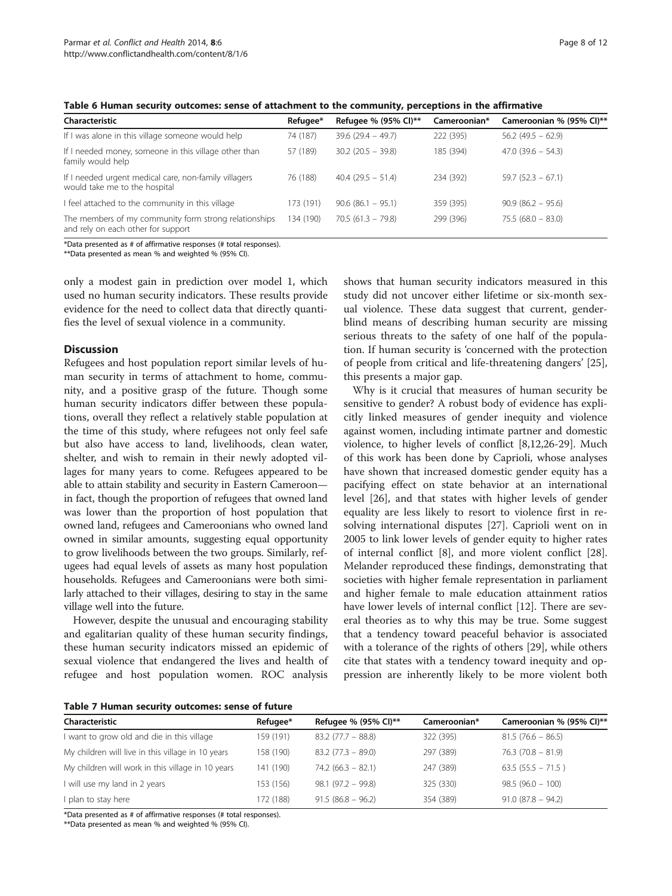**Table 6 Human security outcomes: sense of attachment to the community, perceptions in the affirmative**

| Characteristic | Refugee* | Refugee % (95% CI)** | Cameroonian* | Cameroonian % (95% CI)** |
|---|---|---|---|---|
| If I was alone in this village someone would help | 74 (187) | 39.6 (29.4 – 49.7) | 222 (395) | 56.2 (49.5 – 62.9) |
| If I needed money, someone in this village other than family would help | 57 (189) | 30.2 (20.5 – 39.8) | 185 (394) | 47.0 (39.6 – 54.3) |
| If I needed urgent medical care, non-family villagers would take me to the hospital | 76 (188) | 40.4 (29.5 – 51.4) | 234 (392) | 59.7 (52.3 – 67.1) |
| I feel attached to the community in this village | 173 (191) | 90.6 (86.1 – 95.1) | 359 (395) | 90.9 (86.2 – 95.6) |
| The members of my community form strong relationships and rely on each other for support | 134 (190) | 70.5 (61.3 – 79.8) | 299 (396) | 75.5 (68.0 – 83.0) |

*Data presented as # of affirmative responses (# total responses).
**Data presented as mean % and weighted % (95% CI).

only a modest gain in prediction over model 1, which used no human security indicators. These results provide evidence for the need to collect data that directly quantifies the level of sexual violence in a community.

## Discussion

Refugees and host population report similar levels of human security in terms of attachment to home, community, and a positive grasp of the future. Though some human security indicators differ between these populations, overall they reflect a relatively stable population at the time of this study, where refugees not only feel safe but also have access to land, livelihoods, clean water, shelter, and wish to remain in their newly adopted villages for many years to come. Refugees appeared to be able to attain stability and security in Eastern Cameroon—in fact, though the proportion of refugees that owned land was lower than the proportion of host population that owned land, refugees and Cameroonians who owned land owned in similar amounts, suggesting equal opportunity to grow livelihoods between the two groups. Similarly, refugees had equal levels of assets as many host population households. Refugees and Cameroonians were both similarly attached to their villages, desiring to stay in the same village well into the future.

However, despite the unusual and encouraging stability and egalitarian quality of these human security findings, these human security indicators missed an epidemic of sexual violence that endangered the lives and health of refugee and host population women. ROC analysis shows that human security indicators measured in this study did not uncover either lifetime or six-month sexual violence. These data suggest that current, gender-blind means of describing human security are missing serious threats to the safety of one half of the population. If human security is 'concerned with the protection of people from critical and life-threatening dangers' [25], this presents a major gap.

Why is it crucial that measures of human security be sensitive to gender? A robust body of evidence has explicitly linked measures of gender inequity and violence against women, including intimate partner and domestic violence, to higher levels of conflict [8,12,26-29]. Much of this work has been done by Caprioli, whose analyses have shown that increased domestic gender equity has a pacifying effect on state behavior at an international level [26], and that states with higher levels of gender equality are less likely to resort to violence first in resolving international disputes [27]. Caprioli went on in 2005 to link lower levels of gender equity to higher rates of internal conflict [8], and more violent conflict [28]. Melander reproduced these findings, demonstrating that societies with higher female representation in parliament and higher female to male education attainment ratios have lower levels of internal conflict [12]. There are several theories as to why this may be true. Some suggest that a tendency toward peaceful behavior is associated with a tolerance of the rights of others [29], while others cite that states with a tendency toward inequity and oppression are inherently likely to be more violent both

**Table 7 Human security outcomes: sense of future**

| Characteristic | Refugee* | Refugee % (95% CI)** | Cameroonian* | Cameroonian % (95% CI)** |
|---|---|---|---|---|
| I want to grow old and die in this village | 159 (191) | 83.2 (77.7 – 88.8) | 322 (395) | 81.5 (76.6 – 86.5) |
| My children will live in this village in 10 years | 158 (190) | 83.2 (77.3 – 89.0) | 297 (389) | 76.3 (70.8 – 81.9) |
| My children will work in this village in 10 years | 141 (190) | 74.2 (66.3 – 82.1) | 247 (389) | 63.5 (55.5 – 71.5 ) |
| I will use my land in 2 years | 153 (156) | 98.1 (97.2 – 99.8) | 325 (330) | 98.5 (96.0 – 100) |
| I plan to stay here | 172 (188) | 91.5 (86.8 – 96.2) | 354 (389) | 91.0 (87.8 – 94.2) |

*Data presented as # of affirmative responses (# total responses).
**Data presented as mean % and weighted % (95% CI).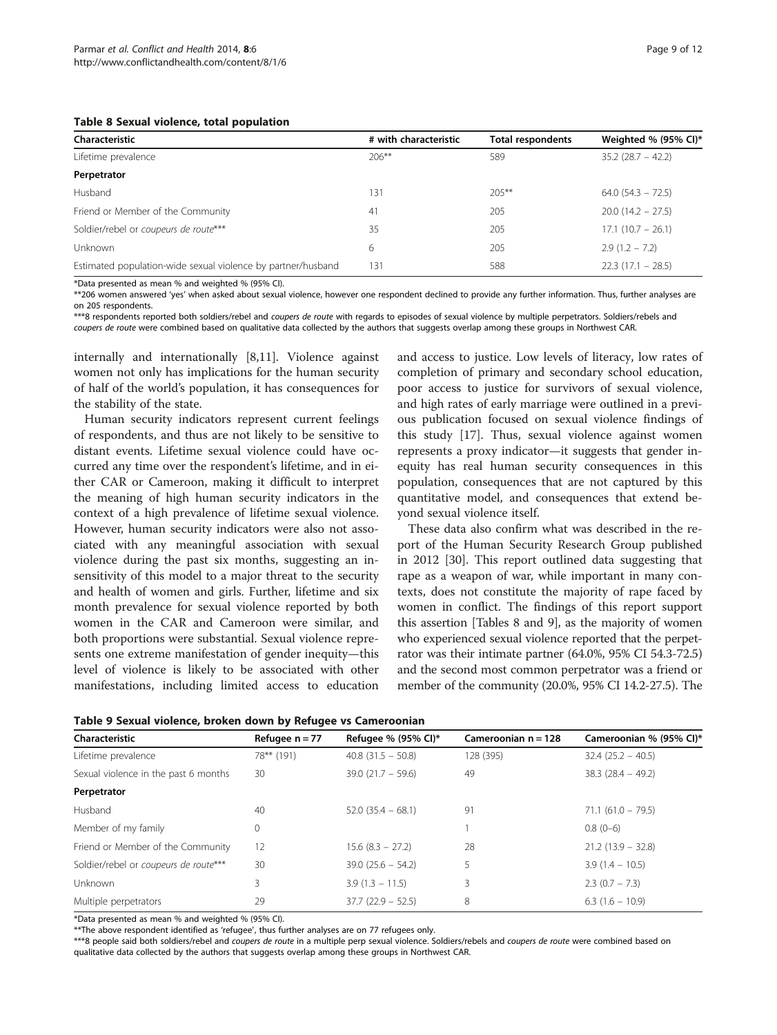**Table 8 Sexual violence, total population**

| Characteristic | # with characteristic | Total respondents | Weighted % (95% CI)* |
|---|---|---|---|
| Lifetime prevalence | 206** | 589 | 35.2 (28.7 – 42.2) |
| **Perpetrator** | | | |
| Husband | 131 | 205** | 64.0 (54.3 – 72.5) |
| Friend or Member of the Community | 41 | 205 | 20.0 (14.2 – 27.5) |
| Soldier/rebel or *coupeurs de route**** | 35 | 205 | 17.1 (10.7 – 26.1) |
| Unknown | 6 | 205 | 2.9 (1.2 – 7.2) |
| Estimated population-wide sexual violence by partner/husband | 131 | 588 | 22.3 (17.1 – 28.5) |

*Data presented as mean % and weighted % (95% CI).

**206 women answered 'yes' when asked about sexual violence, however one respondent declined to provide any further information. Thus, further analyses are on 205 respondents.

***8 respondents reported both soldiers/rebel and *coupers de route* with regards to episodes of sexual violence by multiple perpetrators. Soldiers/rebels and *coupers de route* were combined based on qualitative data collected by the authors that suggests overlap among these groups in Northwest CAR.

internally and internationally [8,11]. Violence against women not only has implications for the human security of half of the world's population, it has consequences for the stability of the state.

Human security indicators represent current feelings of respondents, and thus are not likely to be sensitive to distant events. Lifetime sexual violence could have occurred any time over the respondent's lifetime, and in either CAR or Cameroon, making it difficult to interpret the meaning of high human security indicators in the context of a high prevalence of lifetime sexual violence. However, human security indicators were also not associated with any meaningful association with sexual violence during the past six months, suggesting an insensitivity of this model to a major threat to the security and health of women and girls. Further, lifetime and six month prevalence for sexual violence reported by both women in the CAR and Cameroon were similar, and both proportions were substantial. Sexual violence represents one extreme manifestation of gender inequity—this level of violence is likely to be associated with other manifestations, including limited access to education and access to justice. Low levels of literacy, low rates of completion of primary and secondary school education, poor access to justice for survivors of sexual violence, and high rates of early marriage were outlined in a previous publication focused on sexual violence findings of this study [17]. Thus, sexual violence against women represents a proxy indicator—it suggests that gender inequity has real human security consequences in this population, consequences that are not captured by this quantitative model, and consequences that extend beyond sexual violence itself.

These data also confirm what was described in the report of the Human Security Research Group published in 2012 [30]. This report outlined data suggesting that rape as a weapon of war, while important in many contexts, does not constitute the majority of rape faced by women in conflict. The findings of this report support this assertion [Tables 8 and 9], as the majority of women who experienced sexual violence reported that the perpetrator was their intimate partner (64.0%, 95% CI 54.3-72.5) and the second most common perpetrator was a friend or member of the community (20.0%, 95% CI 14.2-27.5). The

**Table 9 Sexual violence, broken down by Refugee vs Cameroonian**

| Characteristic | Refugee n = 77 | Refugee % (95% CI)* | Cameroonian n = 128 | Cameroonian % (95% CI)* |
|---|---|---|---|---|
| Lifetime prevalence | 78** (191) | 40.8 (31.5 – 50.8) | 128 (395) | 32.4 (25.2 – 40.5) |
| Sexual violence in the past 6 months | 30 | 39.0 (21.7 – 59.6) | 49 | 38.3 (28.4 – 49.2) |
| **Perpetrator** | | | | |
| Husband | 40 | 52.0 (35.4 – 68.1) | 91 | 71.1 (61.0 – 79.5) |
| Member of my family | 0 | | 1 | 0.8 (0–6) |
| Friend or Member of the Community | 12 | 15.6 (8.3 – 27.2) | 28 | 21.2 (13.9 – 32.8) |
| Soldier/rebel or *coupeurs de route**** | 30 | 39.0 (25.6 – 54.2) | 5 | 3.9 (1.4 – 10.5) |
| Unknown | 3 | 3.9 (1.3 – 11.5) | 3 | 2.3 (0.7 – 7.3) |
| Multiple perpetrators | 29 | 37.7 (22.9 – 52.5) | 8 | 6.3 (1.6 – 10.9) |

*Data presented as mean % and weighted % (95% CI).

**The above respondent identified as 'refugee', thus further analyses are on 77 refugees only.

***8 people said both soldiers/rebel and *coupers de route* in a multiple perp sexual violence. Soldiers/rebels and *coupers de route* were combined based on qualitative data collected by the authors that suggests overlap among these groups in Northwest CAR.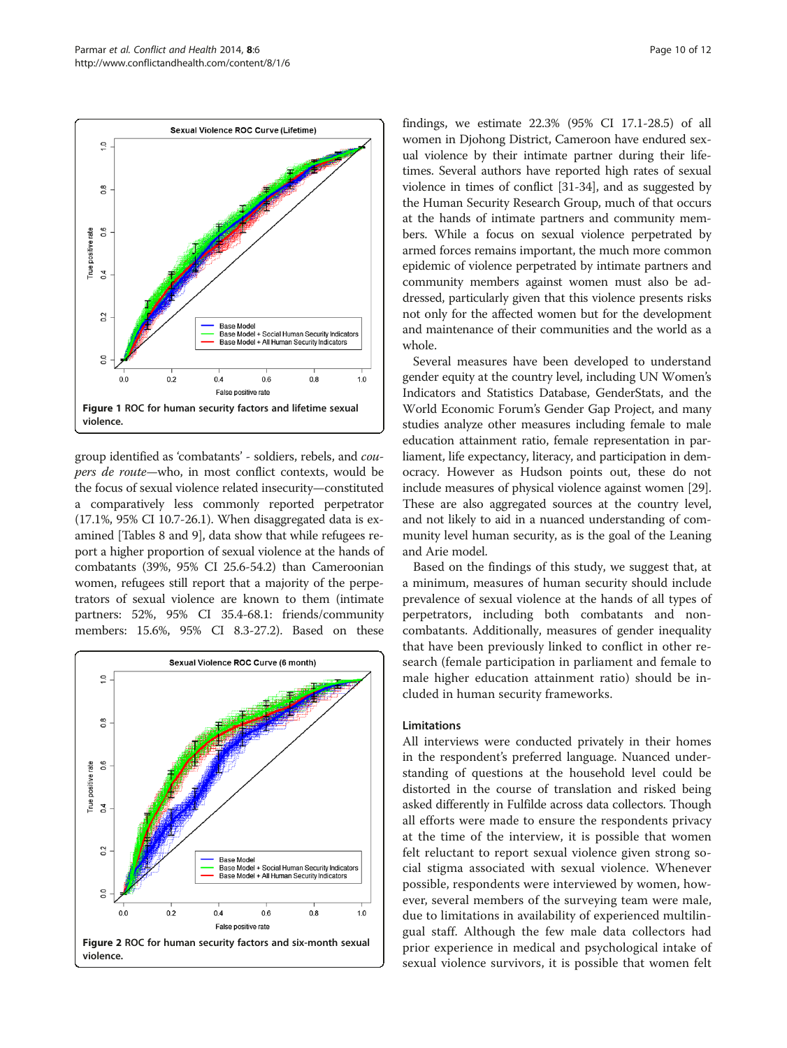Sexual Violence ROC Curve (Lifetime)

True positive rate

False positive rate

0.0
0.2
0.4
0.6
0.8
1.0

Base Model
Base Model + Social Human Security Indicators
Base Model + All Human Security Indicators

**Figure 1** ROC for human security factors and lifetime sexual violence.

group identified as 'combatants' - soldiers, rebels, and *coupers de route*—who, in most conflict contexts, would be the focus of sexual violence related insecurity—constituted a comparatively less commonly reported perpetrator (17.1%, 95% CI 10.7-26.1). When disaggregated data is examined [Tables 8 and 9], data show that while refugees report a higher proportion of sexual violence at the hands of combatants (39%, 95% CI 25.6-54.2) than Cameroonian women, refugees still report that a majority of the perpetrators of sexual violence are known to them (intimate partners: 52%, 95% CI 35.4-68.1: friends/community members: 15.6%, 95% CI 8.3-27.2). Based on these findings, we estimate 22.3% (95% CI 17.1-28.5) of all women in Djohong District, Cameroon have endured sexual violence by their intimate partner during their lifetimes. Several authors have reported high rates of sexual violence in times of conflict [31-34], and as suggested by the Human Security Research Group, much of that occurs at the hands of intimate partners and community members. While a focus on sexual violence perpetrated by armed forces remains important, the much more common epidemic of violence perpetrated by intimate partners and community members against women must also be addressed, particularly given that this violence presents risks not only for the affected women but for the development and maintenance of their communities and the world as a whole.

Sexual Violence ROC Curve (6 month)

True positive rate

False positive rate

0.0
0.2
0.4
0.6
0.8
1.0

Base Model
Base Model + Social Human Security Indicators
Base Model + All Human Security Indicators

**Figure 2** ROC for human security factors and six-month sexual violence.

Several measures have been developed to understand gender equity at the country level, including UN Women's Indicators and Statistics Database, GenderStats, and the World Economic Forum's Gender Gap Project, and many studies analyze other measures including female to male education attainment ratio, female representation in parliament, life expectancy, literacy, and participation in democracy. However as Hudson points out, these do not include measures of physical violence against women [29]. These are also aggregated sources at the country level, and not likely to aid in a nuanced understanding of community level human security, as is the goal of the Leaning and Arie model.

Based on the findings of this study, we suggest that, at a minimum, measures of human security should include prevalence of sexual violence at the hands of all types of perpetrators, including both combatants and non-combatants. Additionally, measures of gender inequality that have been previously linked to conflict in other research (female participation in parliament and female to male higher education attainment ratio) should be included in human security frameworks.

### Limitations

All interviews were conducted privately in their homes in the respondent's preferred language. Nuanced understanding of questions at the household level could be distorted in the course of translation and risked being asked differently in Fulfilde across data collectors. Though all efforts were made to ensure the respondents privacy at the time of the interview, it is possible that women felt reluctant to report sexual violence given strong social stigma associated with sexual violence. Whenever possible, respondents were interviewed by women, however, several members of the surveying team were male, due to limitations in availability of experienced multilingual staff. Although the few male data collectors had prior experience in medical and psychological intake of sexual violence survivors, it is possible that women felt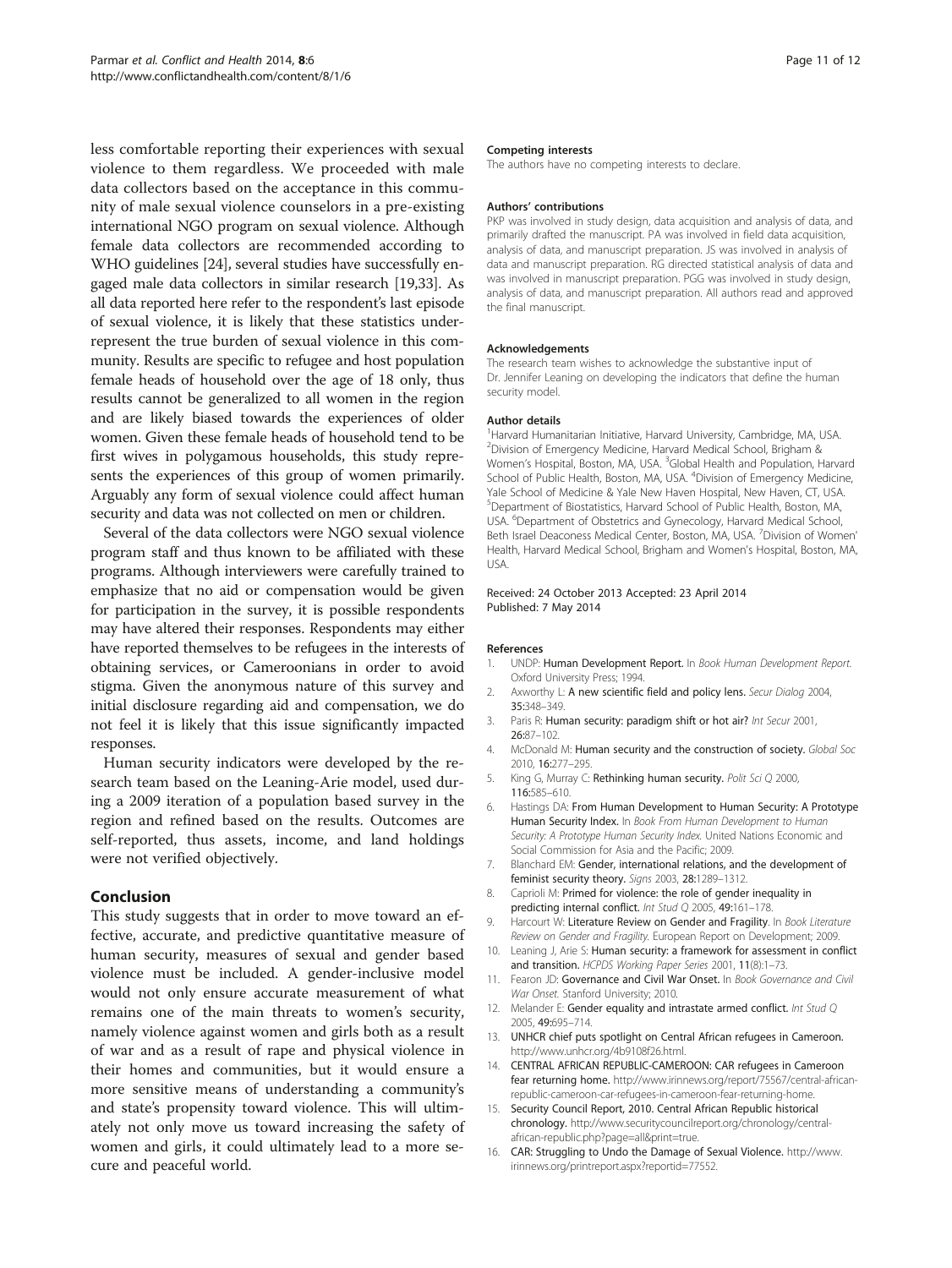less comfortable reporting their experiences with sexual violence to them regardless. We proceeded with male data collectors based on the acceptance in this community of male sexual violence counselors in a pre-existing international NGO program on sexual violence. Although female data collectors are recommended according to WHO guidelines [24], several studies have successfully engaged male data collectors in similar research [19,33]. As all data reported here refer to the respondent's last episode of sexual violence, it is likely that these statistics underrepresent the true burden of sexual violence in this community. Results are specific to refugee and host population female heads of household over the age of 18 only, thus results cannot be generalized to all women in the region and are likely biased towards the experiences of older women. Given these female heads of household tend to be first wives in polygamous households, this study represents the experiences of this group of women primarily. Arguably any form of sexual violence could affect human security and data was not collected on men or children.

Several of the data collectors were NGO sexual violence program staff and thus known to be affiliated with these programs. Although interviewers were carefully trained to emphasize that no aid or compensation would be given for participation in the survey, it is possible respondents may have altered their responses. Respondents may either have reported themselves to be refugees in the interests of obtaining services, or Cameroonians in order to avoid stigma. Given the anonymous nature of this survey and initial disclosure regarding aid and compensation, we do not feel it is likely that this issue significantly impacted responses.

Human security indicators were developed by the research team based on the Leaning-Arie model, used during a 2009 iteration of a population based survey in the region and refined based on the results. Outcomes are self-reported, thus assets, income, and land holdings were not verified objectively.

## Conclusion

This study suggests that in order to move toward an effective, accurate, and predictive quantitative measure of human security, measures of sexual and gender based violence must be included. A gender-inclusive model would not only ensure accurate measurement of what remains one of the main threats to women's security, namely violence against women and girls both as a result of war and as a result of rape and physical violence in their homes and communities, but it would ensure a more sensitive means of understanding a community's and state's propensity toward violence. This will ultimately not only move us toward increasing the safety of women and girls, it could ultimately lead to a more secure and peaceful world.

### Competing interests

The authors have no competing interests to declare.

### Authors' contributions

PKP was involved in study design, data acquisition and analysis of data, and primarily drafted the manuscript. PA was involved in field data acquisition, analysis of data, and manuscript preparation. JS was involved in analysis of data and manuscript preparation. RG directed statistical analysis of data and was involved in manuscript preparation. PGG was involved in study design, analysis of data, and manuscript preparation. All authors read and approved the final manuscript.

### Acknowledgements

The research team wishes to acknowledge the substantive input of Dr. Jennifer Leaning on developing the indicators that define the human security model.

### Author details

[1]Harvard Humanitarian Initiative, Harvard University, Cambridge, MA, USA. [2]Division of Emergency Medicine, Harvard Medical School, Brigham & Women's Hospital, Boston, MA, USA. [3]Global Health and Population, Harvard School of Public Health, Boston, MA, USA. [4]Division of Emergency Medicine, Yale School of Medicine & Yale New Haven Hospital, New Haven, CT, USA. [5]Department of Biostatistics, Harvard School of Public Health, Boston, MA, USA. [6]Department of Obstetrics and Gynecology, Harvard Medical School, Beth Israel Deaconess Medical Center, Boston, MA, USA. [7]Division of Women' Health, Harvard Medical School, Brigham and Women's Hospital, Boston, MA, USA.

Received: 24 October 2013 Accepted: 23 April 2014
Published: 7 May 2014

### References

1. UNDP: **Human Development Report.** In *Book Human Development Report.* Oxford University Press; 1994.
2. Axworthy L: **A new scientific field and policy lens.** *Secur Dialog* 2004, **35:**348–349.
3. Paris R: **Human security: paradigm shift or hot air?** *Int Secur* 2001, **26:**87–102.
4. McDonald M: **Human security and the construction of society.** *Global Soc* 2010, **16:**277–295.
5. King G, Murray C: **Rethinking human security.** *Polit Sci Q* 2000, **116:**585–610.
6. Hastings DA: **From Human Development to Human Security: A Prototype Human Security Index.** In *Book From Human Development to Human Security: A Prototype Human Security Index.* United Nations Economic and Social Commission for Asia and the Pacific; 2009.
7. Blanchard EM: **Gender, international relations, and the development of feminist security theory.** *Signs* 2003, **28:**1289–1312.
8. Caprioli M: **Primed for violence: the role of gender inequality in predicting internal conflict.** *Int Stud Q* 2005, **49:**161–178.
9. Harcourt W: **Literature Review on Gender and Fragility.** In *Book Literature Review on Gender and Fragility.* European Report on Development; 2009.
10. Leaning J, Arie S: **Human security: a framework for assessment in conflict and transition.** *HCPDS Working Paper Series* 2001, **11**(8):1–73.
11. Fearon JD: **Governance and Civil War Onset.** In *Book Governance and Civil War Onset.* Stanford University; 2010.
12. Melander E: **Gender equality and intrastate armed conflict.** *Int Stud Q* 2005, **49:**695–714.
13. UNHCR chief puts spotlight on Central African refugees in Cameroon. http://www.unhcr.org/4b9108f26.html.
14. **CENTRAL AFRICAN REPUBLIC-CAMEROON: CAR refugees in Cameroon fear returning home.** http://www.irinnews.org/report/75567/central-african-republic-cameroon-car-refugees-in-cameroon-fear-returning-home.
15. Security Council Report, 2010. **Central African Republic historical chronology.** http://www.securitycouncilreport.org/chronology/central-african-republic.php?page=all&print=true.
16. **CAR: Struggling to Undo the Damage of Sexual Violence.** http://www.irinnews.org/printreport.aspx?reportid=77552.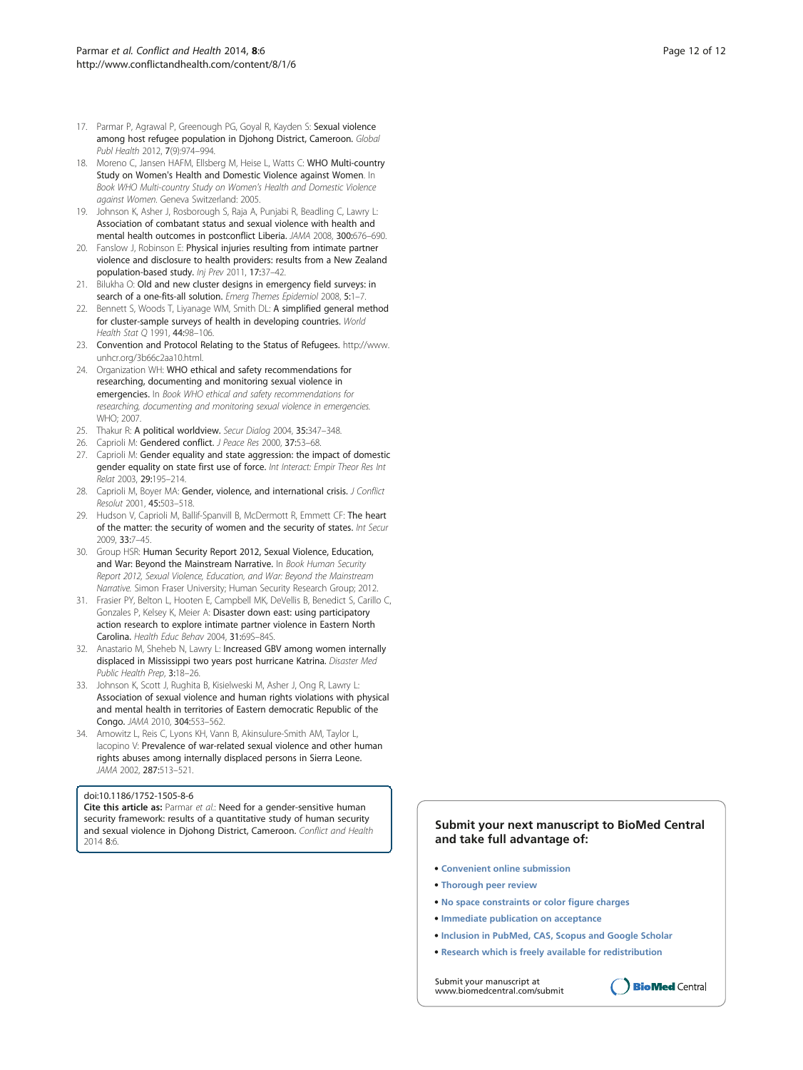17. Parmar P, Agrawal P, Greenough PG, Goyal R, Kayden S: **Sexual violence among host refugee population in Djohong District, Cameroon.** *Global Publ Health* 2012, **7**(9):974–994.
18. Moreno C, Jansen HAFM, Ellsberg M, Heise L, Watts C: **WHO Multi-country Study on Women's Health and Domestic Violence against Women.** In *Book WHO Multi-country Study on Women's Health and Domestic Violence against Women.* Geneva Switzerland: 2005.
19. Johnson K, Asher J, Rosborough S, Raja A, Punjabi R, Beadling C, Lawry L: **Association of combatant status and sexual violence with health and mental health outcomes in postconflict Liberia.** *JAMA* 2008, **300:**676–690.
20. Fanslow J, Robinson E: **Physical injuries resulting from intimate partner violence and disclosure to health providers: results from a New Zealand population-based study.** *Inj Prev* 2011, **17:**37–42.
21. Bilukha O: **Old and new cluster designs in emergency field surveys: in search of a one-fits-all solution.** *Emerg Themes Epidemiol* 2008, **5:**1–7.
22. Bennett S, Woods T, Liyanage WM, Smith DL: **A simplified general method for cluster-sample surveys of health in developing countries.** *World Health Stat Q* 1991, **44:**98–106.
23. **Convention and Protocol Relating to the Status of Refugees.** http://www.unhcr.org/3b66c2aa10.html.
24. Organization WH: **WHO ethical and safety recommendations for researching, documenting and monitoring sexual violence in emergencies.** In *Book WHO ethical and safety recommendations for researching, documenting and monitoring sexual violence in emergencies.* WHO; 2007.
25. Thakur R: **A political worldview.** *Secur Dialog* 2004, **35:**347–348.
26. Caprioli M: **Gendered conflict.** *J Peace Res* 2000, **37:**53–68.
27. Caprioli M: **Gender equality and state aggression: the impact of domestic gender equality on state first use of force.** *Int Interact: Empir Theor Res Int Relat* 2003, **29:**195–214.
28. Caprioli M, Boyer MA: **Gender, violence, and international crisis.** *J Conflict Resolut* 2001, **45:**503–518.
29. Hudson V, Caprioli M, Ballif-Spanvill B, McDermott R, Emmett CF: **The heart of the matter: the security of women and the security of states.** *Int Secur* 2009, **33:**7–45.
30. Group HSR: **Human Security Report 2012, Sexual Violence, Education, and War: Beyond the Mainstream Narrative.** In *Book Human Security Report 2012, Sexual Violence, Education, and War: Beyond the Mainstream Narrative.* Simon Fraser University; Human Security Research Group; 2012.
31. Frasier PY, Belton L, Hooten E, Campbell MK, DeVellis B, Benedict S, Carillo C, Gonzales P, Kelsey K, Meier A: **Disaster down east: using participatory action research to explore intimate partner violence in Eastern North Carolina.** *Health Educ Behav* 2004, **31:**69S–84S.
32. Anastario M, Sheheb N, Lawry L: **Increased GBV among women internally displaced in Mississippi two years post hurricane Katrina.** *Disaster Med Public Health Prep*, **3:**18–26.
33. Johnson K, Scott J, Rughita B, Kisielweski M, Asher J, Ong R, Lawry L: **Association of sexual violence and human rights violations with physical and mental health in territories of Eastern democratic Republic of the Congo.** *JAMA* 2010, **304:**553–562.
34. Amowitz L, Reis C, Lyons KH, Vann B, Akinsulure-Smith AM, Taylor L, Iacopino V: **Prevalence of war-related sexual violence and other human rights abuses among internally displaced persons in Sierra Leone.** *JAMA* 2002, **287:**513–521.

doi:10.1186/1752-1505-8-6

**Cite this article as:** Parmar *et al.*: Need for a gender-sensitive human security framework: results of a quantitative study of human security and sexual violence in Djohong District, Cameroon. *Conflict and Health* 2014 **8**:6.

**Submit your next manuscript to BioMed Central and take full advantage of:**

- **Convenient online submission**
- **Thorough peer review**
- **No space constraints or color figure charges**
- **Immediate publication on acceptance**
- **Inclusion in PubMed, CAS, Scopus and Google Scholar**
- **Research which is freely available for redistribution**

Submit your manuscript at www.biomedcentral.com/submit

BioMed Central